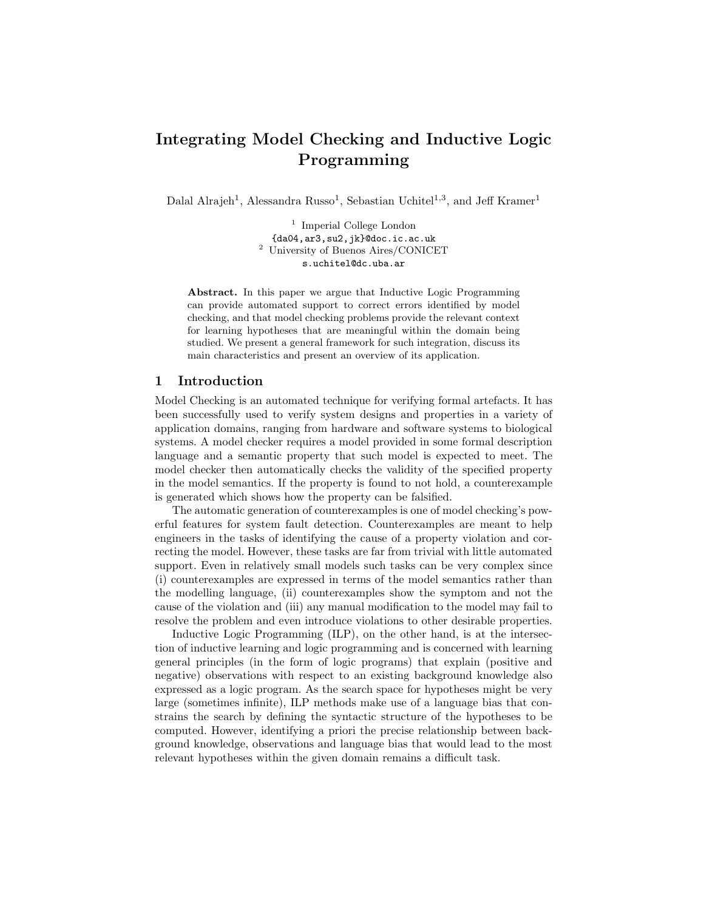# Integrating Model Checking and Inductive Logic Programming

Dalal Alrajeh[1], Alessandra Russo[1], Sebastian Uchitel[1,3], and Jeff Kramer[1]

[1] Imperial College London
{da04,ar3,su2,jk}@doc.ic.ac.uk
[2] University of Buenos Aires/CONICET
s.uchitel@dc.uba.ar

**Abstract.** In this paper we argue that Inductive Logic Programming can provide automated support to correct errors identified by model checking, and that model checking problems provide the relevant context for learning hypotheses that are meaningful within the domain being studied. We present a general framework for such integration, discuss its main characteristics and present an overview of its application.

## 1 Introduction

Model Checking is an automated technique for verifying formal artefacts. It has been successfully used to verify system designs and properties in a variety of application domains, ranging from hardware and software systems to biological systems. A model checker requires a model provided in some formal description language and a semantic property that such model is expected to meet. The model checker then automatically checks the validity of the specified property in the model semantics. If the property is found to not hold, a counterexample is generated which shows how the property can be falsified.

The automatic generation of counterexamples is one of model checking's powerful features for system fault detection. Counterexamples are meant to help engineers in the tasks of identifying the cause of a property violation and correcting the model. However, these tasks are far from trivial with little automated support. Even in relatively small models such tasks can be very complex since (i) counterexamples are expressed in terms of the model semantics rather than the modelling language, (ii) counterexamples show the symptom and not the cause of the violation and (iii) any manual modification to the model may fail to resolve the problem and even introduce violations to other desirable properties.

Inductive Logic Programming (ILP), on the other hand, is at the intersection of inductive learning and logic programming and is concerned with learning general principles (in the form of logic programs) that explain (positive and negative) observations with respect to an existing background knowledge also expressed as a logic program. As the search space for hypotheses might be very large (sometimes infinite), ILP methods make use of a language bias that constrains the search by defining the syntactic structure of the hypotheses to be computed. However, identifying a priori the precise relationship between background knowledge, observations and language bias that would lead to the most relevant hypotheses within the given domain remains a difficult task.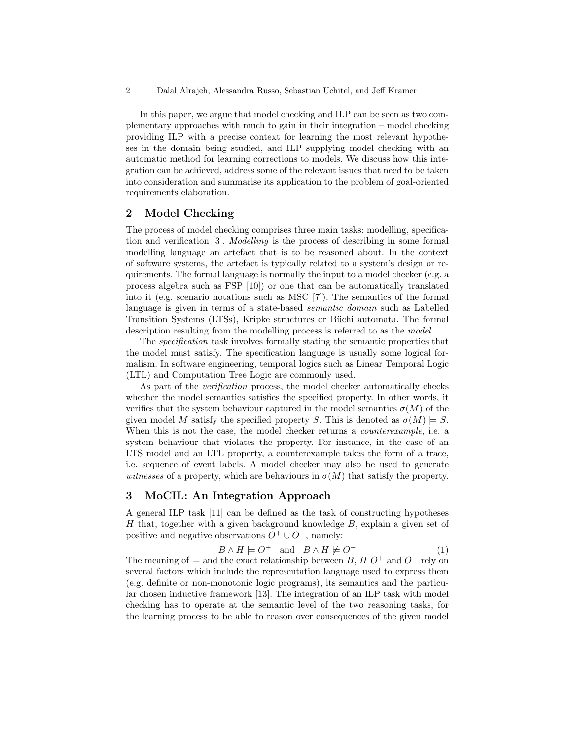In this paper, we argue that model checking and ILP can be seen as two complementary approaches with much to gain in their integration – model checking providing ILP with a precise context for learning the most relevant hypotheses in the domain being studied, and ILP supplying model checking with an automatic method for learning corrections to models. We discuss how this integration can be achieved, address some of the relevant issues that need to be taken into consideration and summarise its application to the problem of goal-oriented requirements elaboration.

## 2 Model Checking

The process of model checking comprises three main tasks: modelling, specification and verification [3]. *Modelling* is the process of describing in some formal modelling language an artefact that is to be reasoned about. In the context of software systems, the artefact is typically related to a system's design or requirements. The formal language is normally the input to a model checker (e.g. a process algebra such as FSP [10]) or one that can be automatically translated into it (e.g. scenario notations such as MSC [7]). The semantics of the formal language is given in terms of a state-based *semantic domain* such as Labelled Transition Systems (LTSs), Kripke structures or Büchi automata. The formal description resulting from the modelling process is referred to as the *model*.

The *specification* task involves formally stating the semantic properties that the model must satisfy. The specification language is usually some logical formalism. In software engineering, temporal logics such as Linear Temporal Logic (LTL) and Computation Tree Logic are commonly used.

As part of the *verification* process, the model checker automatically checks whether the model semantics satisfies the specified property. In other words, it verifies that the system behaviour captured in the model semantics $\sigma(M)$ of the given model $M$ satisfy the specified property $S$. This is denoted as $\sigma(M) \models S$. When this is not the case, the model checker returns a *counterexample*, i.e. a system behaviour that violates the property. For instance, in the case of an LTS model and an LTL property, a counterexample takes the form of a trace, i.e. sequence of event labels. A model checker may also be used to generate *witnesses* of a property, which are behaviours in $\sigma(M)$ that satisfy the property.

## 3 MoCIL: An Integration Approach

A general ILP task [11] can be defined as the task of constructing hypotheses $H$ that, together with a given background knowledge $B$, explain a given set of positive and negative observations $O^+ \cup O^-$, namely:

$$B \wedge H \models O^+ \quad \text{and} \quad B \wedge H \not\models O^- \tag{1}$$

The meaning of $\models$ and the exact relationship between $B$, $H$ $O^+$ and $O^-$ rely on several factors which include the representation language used to express them (e.g. definite or non-monotonic logic programs), its semantics and the particular chosen inductive framework [13]. The integration of an ILP task with model checking has to operate at the semantic level of the two reasoning tasks, for the learning process to be able to reason over consequences of the given model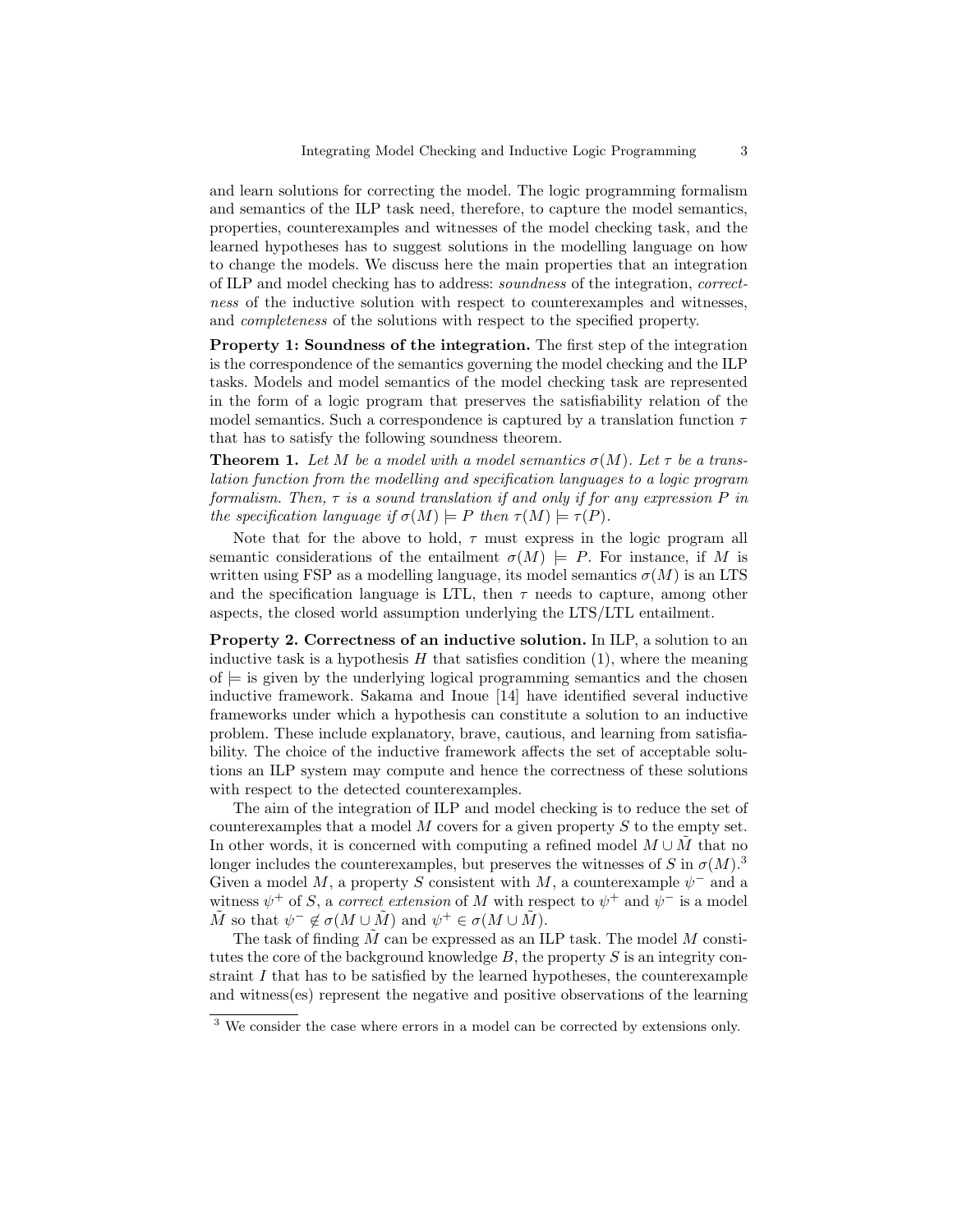and learn solutions for correcting the model. The logic programming formalism and semantics of the ILP task need, therefore, to capture the model semantics, properties, counterexamples and witnesses of the model checking task, and the learned hypotheses has to suggest solutions in the modelling language on how to change the models. We discuss here the main properties that an integration of ILP and model checking has to address: *soundness* of the integration, *correctness* of the inductive solution with respect to counterexamples and witnesses, and *completeness* of the solutions with respect to the specified property.

**Property 1: Soundness of the integration.** The first step of the integration is the correspondence of the semantics governing the model checking and the ILP tasks. Models and model semantics of the model checking task are represented in the form of a logic program that preserves the satisfiability relation of the model semantics. Such a correspondence is captured by a translation function $\tau$ that has to satisfy the following soundness theorem.

**Theorem 1.** *Let $M$ be a model with a model semantics $\sigma(M)$. Let $\tau$ be a translation function from the modelling and specification languages to a logic program formalism. Then, $\tau$ is a sound translation if and only if for any expression $P$ in the specification language if $\sigma(M) \models P$ then $\tau(M) \models \tau(P)$.*

Note that for the above to hold, $\tau$ must express in the logic program all semantic considerations of the entailment $\sigma(M) \models P$. For instance, if $M$ is written using FSP as a modelling language, its model semantics $\sigma(M)$ is an LTS and the specification language is LTL, then $\tau$ needs to capture, among other aspects, the closed world assumption underlying the LTS/LTL entailment.

**Property 2. Correctness of an inductive solution.** In ILP, a solution to an inductive task is a hypothesis $H$ that satisfies condition (1), where the meaning of $\models$ is given by the underlying logical programming semantics and the chosen inductive framework. Sakama and Inoue [14] have identified several inductive frameworks under which a hypothesis can constitute a solution to an inductive problem. These include explanatory, brave, cautious, and learning from satisfiability. The choice of the inductive framework affects the set of acceptable solutions an ILP system may compute and hence the correctness of these solutions with respect to the detected counterexamples.

The aim of the integration of ILP and model checking is to reduce the set of counterexamples that a model $M$ covers for a given property $S$ to the empty set. In other words, it is concerned with computing a refined model $M \cup \tilde{M}$ that no longer includes the counterexamples, but preserves the witnesses of $S$ in $\sigma(M)$.[3] Given a model $M$, a property $S$ consistent with $M$, a counterexample $\psi^-$ and a witness $\psi^+$ of $S$, a *correct extension* of $M$ with respect to $\psi^+$ and $\psi^-$ is a model $\tilde{M}$ so that $\psi^- \notin \sigma(M \cup \tilde{M})$ and $\psi^+ \in \sigma(M \cup \tilde{M})$.

The task of finding $\tilde{M}$ can be expressed as an ILP task. The model $M$ constitutes the core of the background knowledge $B$, the property $S$ is an integrity constraint $I$ that has to be satisfied by the learned hypotheses, the counterexample and witness(es) represent the negative and positive observations of the learning

[3] We consider the case where errors in a model can be corrected by extensions only.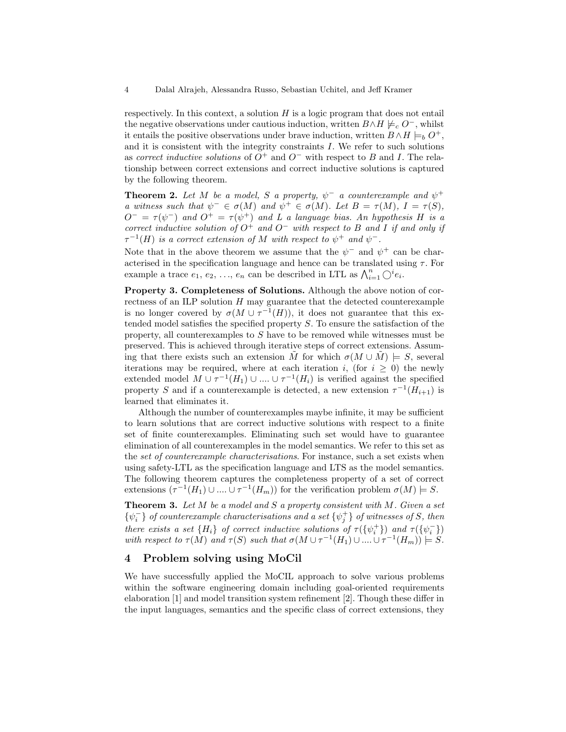respectively. In this context, a solution $H$ is a logic program that does not entail the negative observations under cautious induction, written $B \wedge H \not\models_c O^-$, whilst it entails the positive observations under brave induction, written $B \wedge H \models_b O^+$, and it is consistent with the integrity constraints $I$. We refer to such solutions as *correct inductive solutions* of $O^+$ and $O^-$ with respect to $B$ and $I$. The relationship between correct extensions and correct inductive solutions is captured by the following theorem.

**Theorem 2.** *Let $M$ be a model, $S$ a property, $\psi^-$ a counterexample and $\psi^+$ a witness such that $\psi^- \in \sigma(M)$ and $\psi^+ \in \sigma(M)$. Let $B = \tau(M)$, $I = \tau(S)$, $O^- = \tau(\psi^-)$ and $O^+ = \tau(\psi^+)$ and $L$ a language bias. An hypothesis $H$ is a correct inductive solution of $O^+$ and $O^-$ with respect to $B$ and $I$ if and only if $\tau^{-1}(H)$ is a correct extension of $M$ with respect to $\psi^+$ and $\psi^-$.*

Note that in the above theorem we assume that the $\psi^-$ and $\psi^+$ can be characterised in the specification language and hence can be translated using $\tau$. For example a trace $e_1, e_2, \ldots, e_n$ can be described in LTL as $\bigwedge_{i=1}^{n} \bigcirc^i e_i$.

**Property 3. Completeness of Solutions.** Although the above notion of correctness of an ILP solution $H$ may guarantee that the detected counterexample is no longer covered by $\sigma(M \cup \tau^{-1}(H))$, it does not guarantee that this extended model satisfies the specified property $S$. To ensure the satisfaction of the property, all counterexamples to $S$ have to be removed while witnesses must be preserved. This is achieved through iterative steps of correct extensions. Assuming that there exists such an extension $\tilde{M}$ for which $\sigma(M \cup \tilde{M}) \models S$, several iterations may be required, where at each iteration $i$, (for $i \geq 0$) the newly extended model $M \cup \tau^{-1}(H_1) \cup .... \cup \tau^{-1}(H_i)$ is verified against the specified property $S$ and if a counterexample is detected, a new extension $\tau^{-1}(H_{i+1})$ is learned that eliminates it.

Although the number of counterexamples maybe infinite, it may be sufficient to learn solutions that are correct inductive solutions with respect to a finite set of finite counterexamples. Eliminating such set would have to guarantee elimination of all counterexamples in the model semantics. We refer to this set as the *set of counterexample characterisations*. For instance, such a set exists when using safety-LTL as the specification language and LTS as the model semantics. The following theorem captures the completeness property of a set of correct extensions $(\tau^{-1}(H_1) \cup .... \cup \tau^{-1}(H_m))$ for the verification problem $\sigma(M) \models S$.

**Theorem 3.** *Let $M$ be a model and $S$ a property consistent with $M$. Given a set $\{\psi_i^-\}$ of counterexample characterisations and a set $\{\psi_j^+\}$ of witnesses of $S$, then there exists a set $\{H_i\}$ of correct inductive solutions of $\tau(\{\psi_i^+\})$ and $\tau(\{\psi_i^-\})$ with respect to $\tau(M)$ and $\tau(S)$ such that $\sigma(M \cup \tau^{-1}(H_1) \cup .... \cup \tau^{-1}(H_m)) \models S$.*

## 4 Problem solving using MoCil

We have successfully applied the MoCIL approach to solve various problems within the software engineering domain including goal-oriented requirements elaboration [1] and model transition system refinement [2]. Though these differ in the input languages, semantics and the specific class of correct extensions, they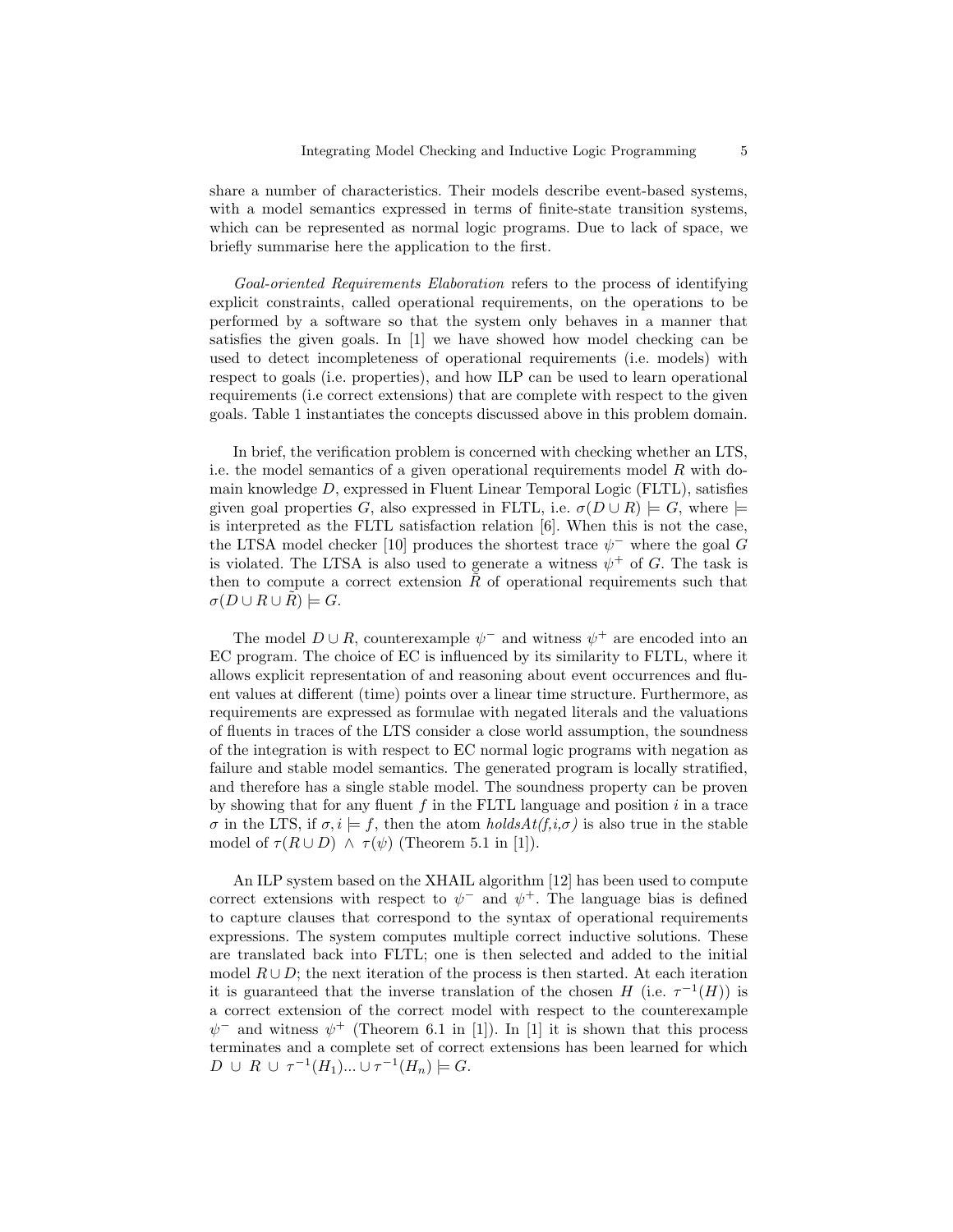share a number of characteristics. Their models describe event-based systems, with a model semantics expressed in terms of finite-state transition systems, which can be represented as normal logic programs. Due to lack of space, we briefly summarise here the application to the first.

*Goal-oriented Requirements Elaboration* refers to the process of identifying explicit constraints, called operational requirements, on the operations to be performed by a software so that the system only behaves in a manner that satisfies the given goals. In [1] we have showed how model checking can be used to detect incompleteness of operational requirements (i.e. models) with respect to goals (i.e. properties), and how ILP can be used to learn operational requirements (i.e correct extensions) that are complete with respect to the given goals. Table 1 instantiates the concepts discussed above in this problem domain.

In brief, the verification problem is concerned with checking whether an LTS, i.e. the model semantics of a given operational requirements model $R$ with domain knowledge $D$, expressed in Fluent Linear Temporal Logic (FLTL), satisfies given goal properties $G$, also expressed in FLTL, i.e. $\sigma(D \cup R) \models G$, where $\models$ is interpreted as the FLTL satisfaction relation [6]. When this is not the case, the LTSA model checker [10] produces the shortest trace $\psi^-$ where the goal $G$ is violated. The LTSA is also used to generate a witness $\psi^+$ of $G$. The task is then to compute a correct extension $\tilde{R}$ of operational requirements such that $\sigma(D \cup R \cup \tilde{R}) \models G$.

The model $D \cup R$, counterexample $\psi^-$ and witness $\psi^+$ are encoded into an EC program. The choice of EC is influenced by its similarity to FLTL, where it allows explicit representation of and reasoning about event occurrences and fluent values at different (time) points over a linear time structure. Furthermore, as requirements are expressed as formulae with negated literals and the valuations of fluents in traces of the LTS consider a close world assumption, the soundness of the integration is with respect to EC normal logic programs with negation as failure and stable model semantics. The generated program is locally stratified, and therefore has a single stable model. The soundness property can be proven by showing that for any fluent $f$ in the FLTL language and position $i$ in a trace $\sigma$ in the LTS, if $\sigma, i \models f$, then the atom *holdsAt(f,i,σ)* is also true in the stable model of $\tau(R \cup D) \wedge \tau(\psi)$ (Theorem 5.1 in [1]).

An ILP system based on the XHAIL algorithm [12] has been used to compute correct extensions with respect to $\psi^-$ and $\psi^+$. The language bias is defined to capture clauses that correspond to the syntax of operational requirements expressions. The system computes multiple correct inductive solutions. These are translated back into FLTL; one is then selected and added to the initial model $R \cup D$; the next iteration of the process is then started. At each iteration it is guaranteed that the inverse translation of the chosen $H$ (i.e. $\tau^{-1}(H)$) is a correct extension of the correct model with respect to the counterexample $\psi^-$ and witness $\psi^+$ (Theorem 6.1 in [1]). In [1] it is shown that this process terminates and a complete set of correct extensions has been learned for which $D \cup R \cup \tau^{-1}(H_1) ... \cup \tau^{-1}(H_n) \models G$.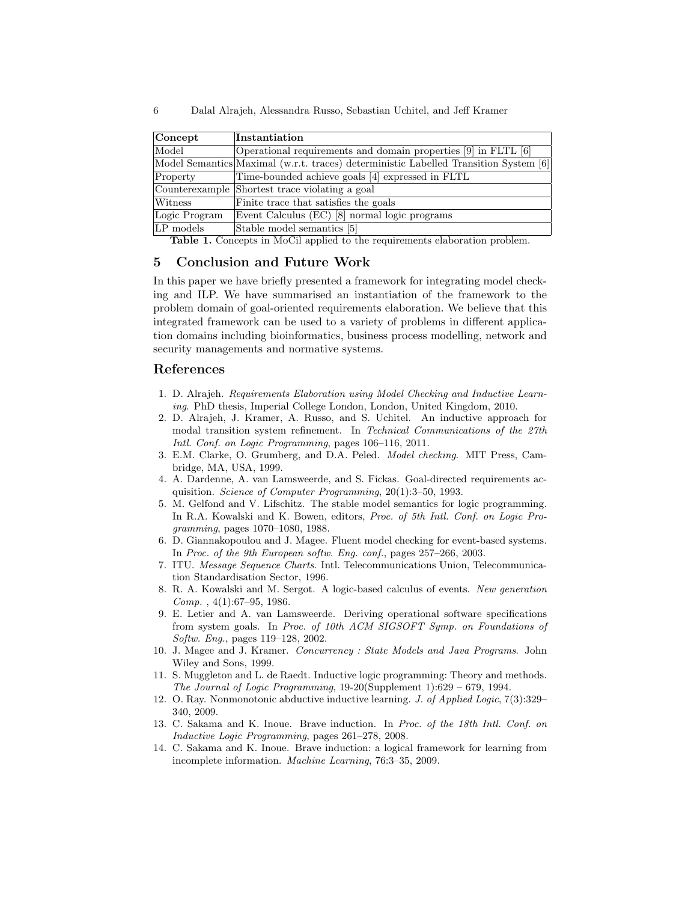| Concept | Instantiation |
| --- | --- |
| Model | Operational requirements and domain properties [9] in FLTL [6] |
| Model Semantics | Maximal (w.r.t. traces) deterministic Labelled Transition System [6] |
| Property | Time-bounded achieve goals [4] expressed in FLTL |
| Counterexample | Shortest trace violating a goal |
| Witness | Finite trace that satisfies the goals |
| Logic Program | Event Calculus (EC) [8] normal logic programs |
| LP models | Stable model semantics [5] |

**Table 1.** Concepts in MoCil applied to the requirements elaboration problem.

## 5 Conclusion and Future Work

In this paper we have briefly presented a framework for integrating model checking and ILP. We have summarised an instantiation of the framework to the problem domain of goal-oriented requirements elaboration. We believe that this integrated framework can be used to a variety of problems in different application domains including bioinformatics, business process modelling, network and security managements and normative systems.

## References

1. D. Alrajeh. *Requirements Elaboration using Model Checking and Inductive Learning*. PhD thesis, Imperial College London, London, United Kingdom, 2010.
2. D. Alrajeh, J. Kramer, A. Russo, and S. Uchitel. An inductive approach for modal transition system refinement. In *Technical Communications of the 27th Intl. Conf. on Logic Programming*, pages 106–116, 2011.
3. E.M. Clarke, O. Grumberg, and D.A. Peled. *Model checking*. MIT Press, Cambridge, MA, USA, 1999.
4. A. Dardenne, A. van Lamsweerde, and S. Fickas. Goal-directed requirements acquisition. *Science of Computer Programming*, 20(1):3–50, 1993.
5. M. Gelfond and V. Lifschitz. The stable model semantics for logic programming. In R.A. Kowalski and K. Bowen, editors, *Proc. of 5th Intl. Conf. on Logic Programming*, pages 1070–1080, 1988.
6. D. Giannakopoulou and J. Magee. Fluent model checking for event-based systems. In *Proc. of the 9th European softw. Eng. conf.*, pages 257–266, 2003.
7. ITU. *Message Sequence Charts*. Intl. Telecommunications Union, Telecommunication Standardisation Sector, 1996.
8. R. A. Kowalski and M. Sergot. A logic-based calculus of events. *New generation Comp.* , 4(1):67–95, 1986.
9. E. Letier and A. van Lamsweerde. Deriving operational software specifications from system goals. In *Proc. of 10th ACM SIGSOFT Symp. on Foundations of Softw. Eng.*, pages 119–128, 2002.
10. J. Magee and J. Kramer. *Concurrency : State Models and Java Programs*. John Wiley and Sons, 1999.
11. S. Muggleton and L. de Raedt. Inductive logic programming: Theory and methods. *The Journal of Logic Programming*, 19-20(Supplement 1):629 – 679, 1994.
12. O. Ray. Nonmonotonic abductive inductive learning. *J. of Applied Logic*, 7(3):329–340, 2009.
13. C. Sakama and K. Inoue. Brave induction. In *Proc. of the 18th Intl. Conf. on Inductive Logic Programming*, pages 261–278, 2008.
14. C. Sakama and K. Inoue. Brave induction: a logical framework for learning from incomplete information. *Machine Learning*, 76:3–35, 2009.